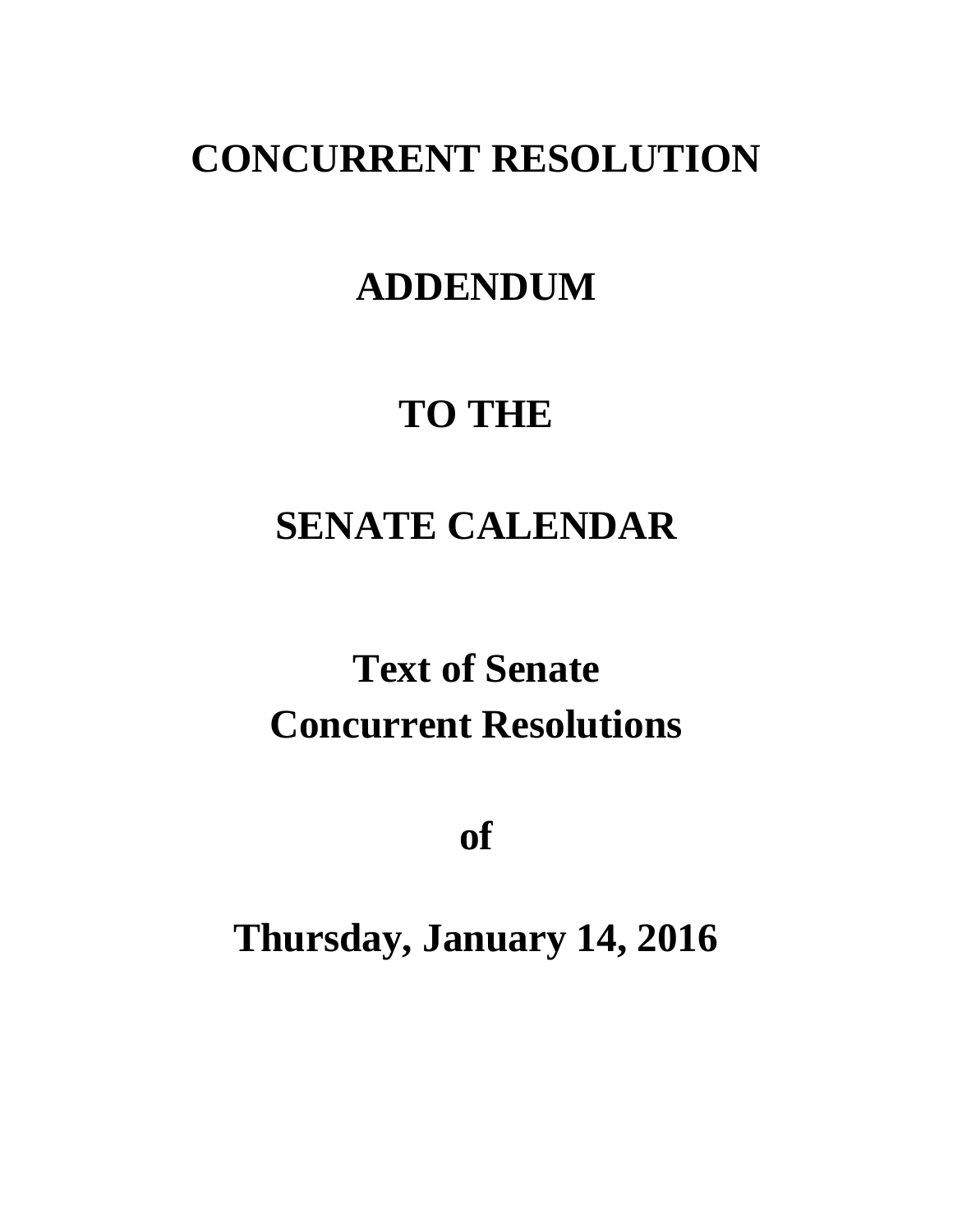# CONCURRENT RESOLUTION

# ADDENDUM

# TO THE

# SENATE CALENDAR

## Text of Senate Concurrent Resolutions

## of

## Thursday, January 14, 2016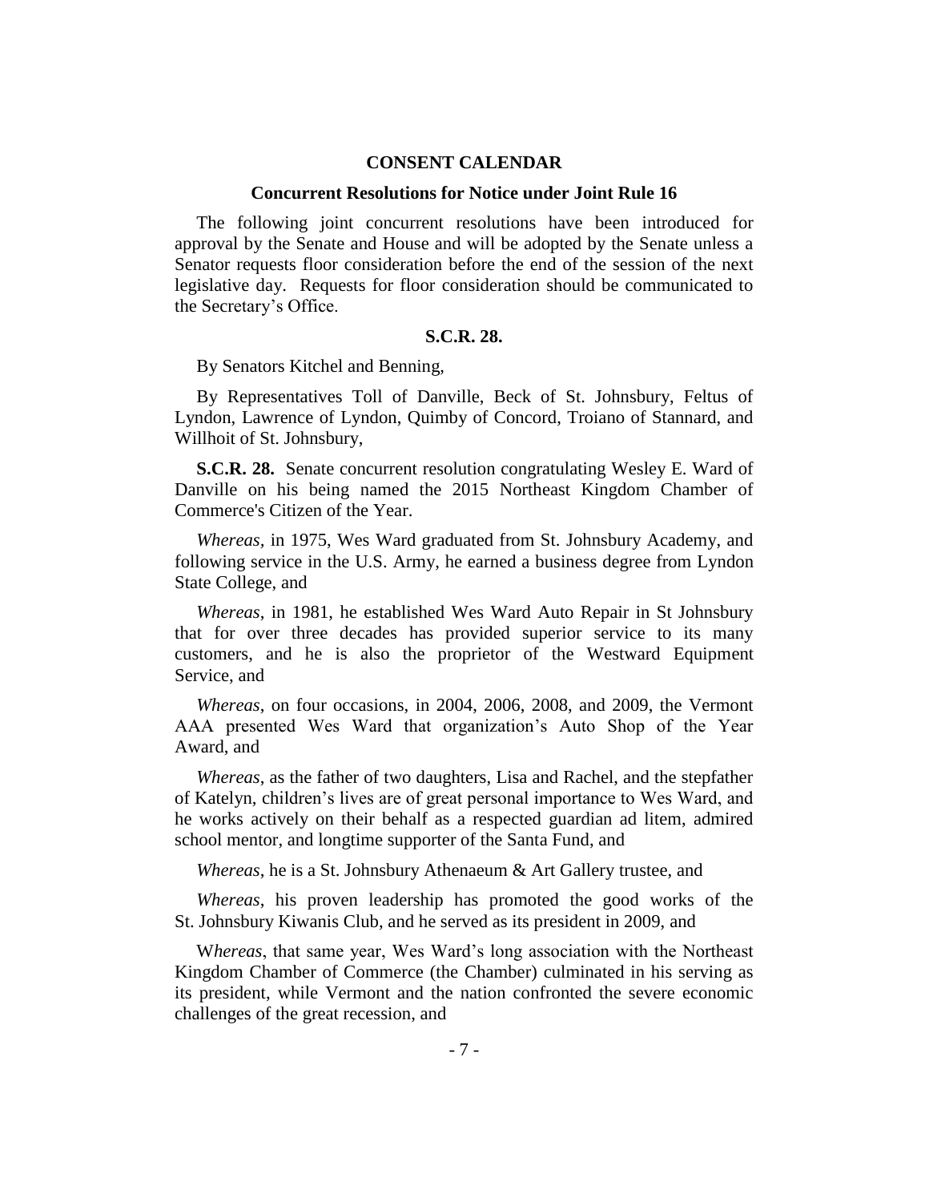## CONSENT CALENDAR

### Concurrent Resolutions for Notice under Joint Rule 16

The following joint concurrent resolutions have been introduced for approval by the Senate and House and will be adopted by the Senate unless a Senator requests floor consideration before the end of the session of the next legislative day. Requests for floor consideration should be communicated to the Secretary's Office.

### S.C.R. 28.

By Senators Kitchel and Benning,

By Representatives Toll of Danville, Beck of St. Johnsbury, Feltus of Lyndon, Lawrence of Lyndon, Quimby of Concord, Troiano of Stannard, and Willhoit of St. Johnsbury,

**S.C.R. 28.** Senate concurrent resolution congratulating Wesley E. Ward of Danville on his being named the 2015 Northeast Kingdom Chamber of Commerce's Citizen of the Year.

*Whereas*, in 1975, Wes Ward graduated from St. Johnsbury Academy, and following service in the U.S. Army, he earned a business degree from Lyndon State College, and

*Whereas*, in 1981, he established Wes Ward Auto Repair in St Johnsbury that for over three decades has provided superior service to its many customers, and he is also the proprietor of the Westward Equipment Service, and

*Whereas*, on four occasions, in 2004, 2006, 2008, and 2009, the Vermont AAA presented Wes Ward that organization's Auto Shop of the Year Award, and

*Whereas*, as the father of two daughters, Lisa and Rachel, and the stepfather of Katelyn, children's lives are of great personal importance to Wes Ward, and he works actively on their behalf as a respected guardian ad litem, admired school mentor, and longtime supporter of the Santa Fund, and

*Whereas*, he is a St. Johnsbury Athenaeum & Art Gallery trustee, and

*Whereas*, his proven leadership has promoted the good works of the St. Johnsbury Kiwanis Club, and he served as its president in 2009, and

W*hereas*, that same year, Wes Ward's long association with the Northeast Kingdom Chamber of Commerce (the Chamber) culminated in his serving as its president, while Vermont and the nation confronted the severe economic challenges of the great recession, and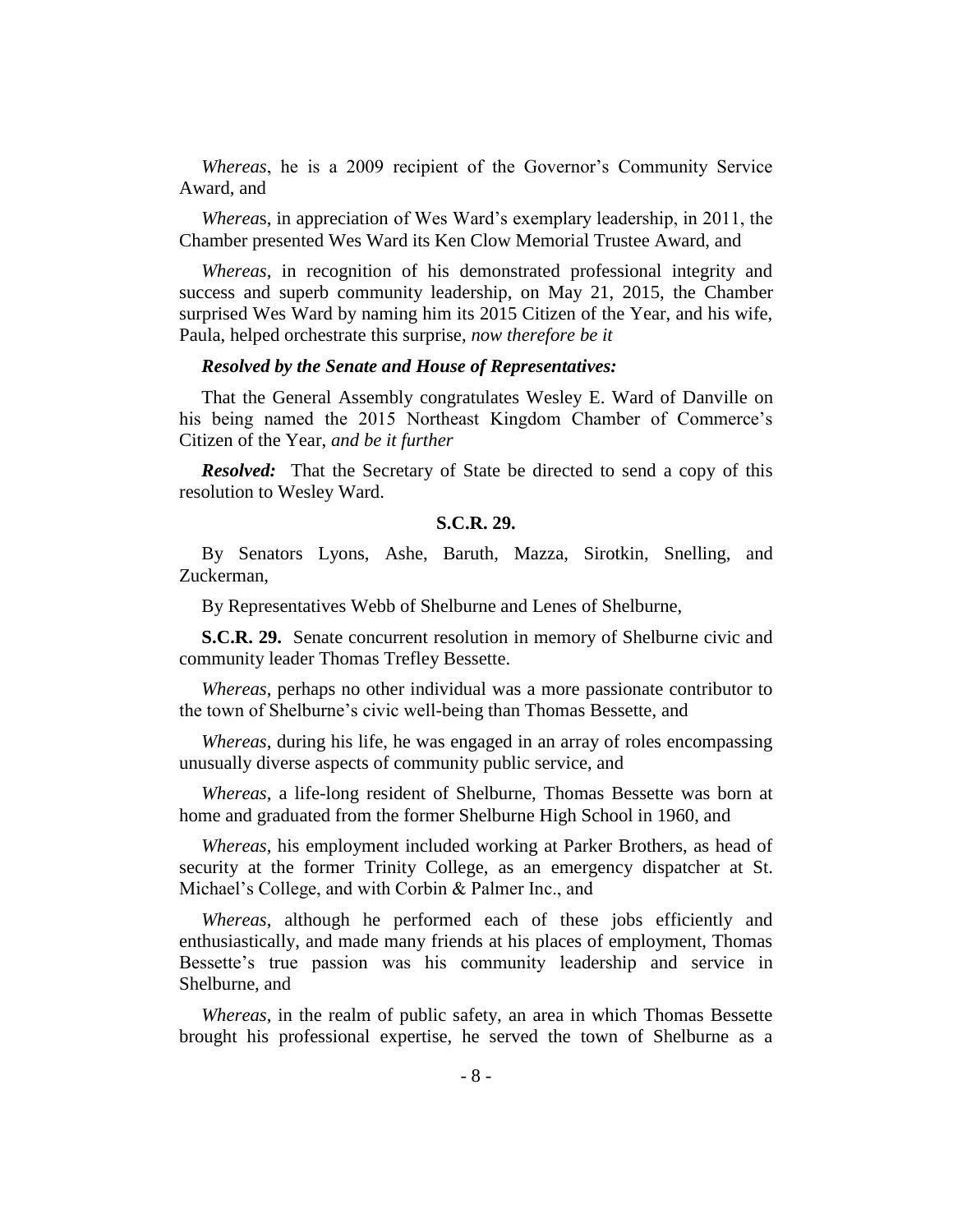*Whereas*, he is a 2009 recipient of the Governor's Community Service Award, and

*Whereas*, in appreciation of Wes Ward's exemplary leadership, in 2011, the Chamber presented Wes Ward its Ken Clow Memorial Trustee Award, and

*Whereas*, in recognition of his demonstrated professional integrity and success and superb community leadership, on May 21, 2015, the Chamber surprised Wes Ward by naming him its 2015 Citizen of the Year, and his wife, Paula, helped orchestrate this surprise, *now therefore be it*

***Resolved by the Senate and House of Representatives:***

That the General Assembly congratulates Wesley E. Ward of Danville on his being named the 2015 Northeast Kingdom Chamber of Commerce's Citizen of the Year, *and be it further*

***Resolved:*** That the Secretary of State be directed to send a copy of this resolution to Wesley Ward.

**S.C.R. 29.**

By Senators Lyons, Ashe, Baruth, Mazza, Sirotkin, Snelling, and Zuckerman,

By Representatives Webb of Shelburne and Lenes of Shelburne,

**S.C.R. 29.** Senate concurrent resolution in memory of Shelburne civic and community leader Thomas Trefley Bessette.

*Whereas*, perhaps no other individual was a more passionate contributor to the town of Shelburne's civic well-being than Thomas Bessette, and

*Whereas*, during his life, he was engaged in an array of roles encompassing unusually diverse aspects of community public service, and

*Whereas*, a life-long resident of Shelburne, Thomas Bessette was born at home and graduated from the former Shelburne High School in 1960, and

*Whereas*, his employment included working at Parker Brothers, as head of security at the former Trinity College, as an emergency dispatcher at St. Michael's College, and with Corbin & Palmer Inc., and

*Whereas*, although he performed each of these jobs efficiently and enthusiastically, and made many friends at his places of employment, Thomas Bessette's true passion was his community leadership and service in Shelburne, and

*Whereas*, in the realm of public safety, an area in which Thomas Bessette brought his professional expertise, he served the town of Shelburne as a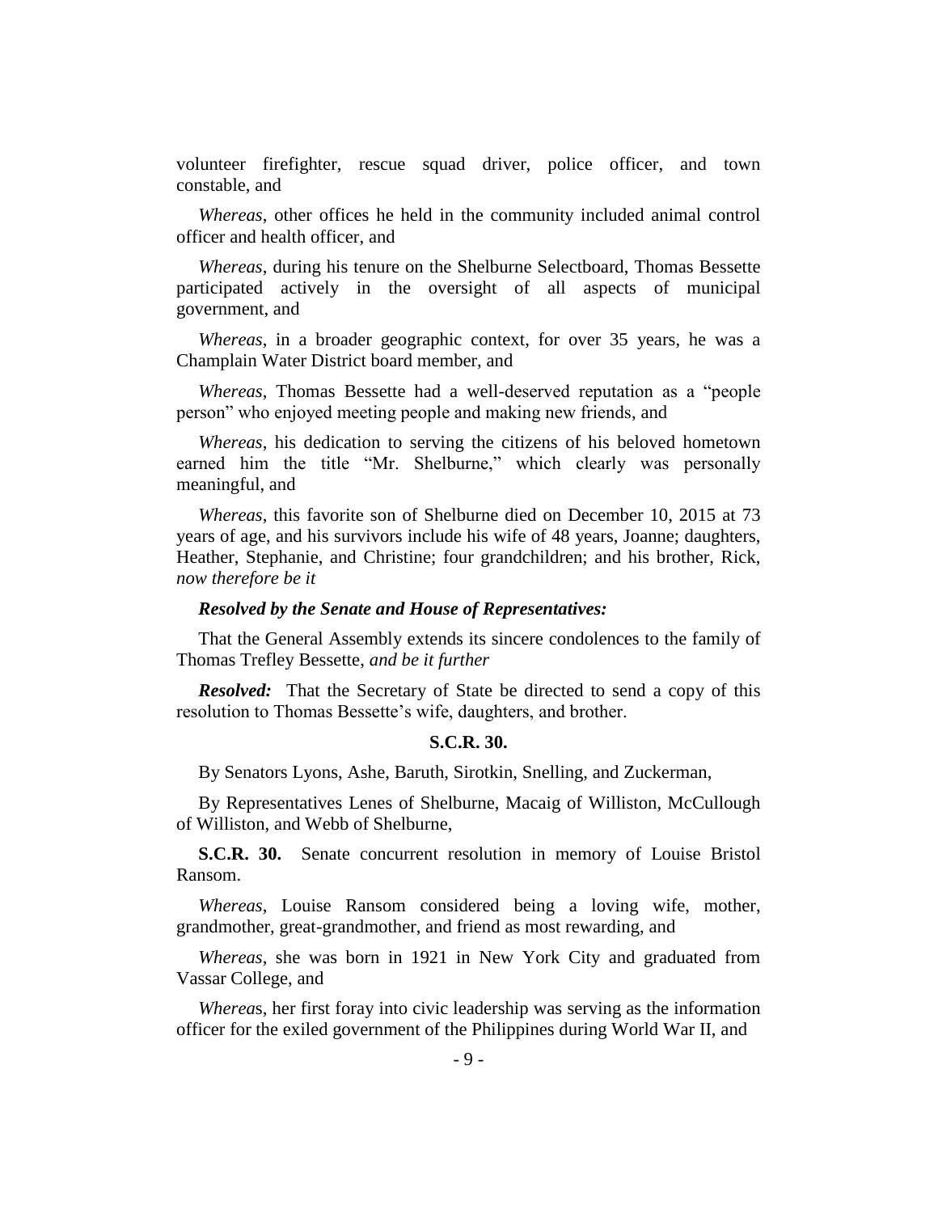volunteer firefighter, rescue squad driver, police officer, and town constable, and

*Whereas*, other offices he held in the community included animal control officer and health officer, and

*Whereas*, during his tenure on the Shelburne Selectboard, Thomas Bessette participated actively in the oversight of all aspects of municipal government, and

*Whereas*, in a broader geographic context, for over 35 years, he was a Champlain Water District board member, and

*Whereas*, Thomas Bessette had a well-deserved reputation as a "people person" who enjoyed meeting people and making new friends, and

*Whereas*, his dedication to serving the citizens of his beloved hometown earned him the title "Mr. Shelburne," which clearly was personally meaningful, and

*Whereas*, this favorite son of Shelburne died on December 10, 2015 at 73 years of age, and his survivors include his wife of 48 years, Joanne; daughters, Heather, Stephanie, and Christine; four grandchildren; and his brother, Rick, *now therefore be it*

***Resolved by the Senate and House of Representatives:***

That the General Assembly extends its sincere condolences to the family of Thomas Trefley Bessette, *and be it further*

***Resolved:*** That the Secretary of State be directed to send a copy of this resolution to Thomas Bessette's wife, daughters, and brother.

**S.C.R. 30.**

By Senators Lyons, Ashe, Baruth, Sirotkin, Snelling, and Zuckerman,

By Representatives Lenes of Shelburne, Macaig of Williston, McCullough of Williston, and Webb of Shelburne,

**S.C.R. 30.** Senate concurrent resolution in memory of Louise Bristol Ransom.

*Whereas*, Louise Ransom considered being a loving wife, mother, grandmother, great-grandmother, and friend as most rewarding, and

*Whereas*, she was born in 1921 in New York City and graduated from Vassar College, and

*Whereas*, her first foray into civic leadership was serving as the information officer for the exiled government of the Philippines during World War II, and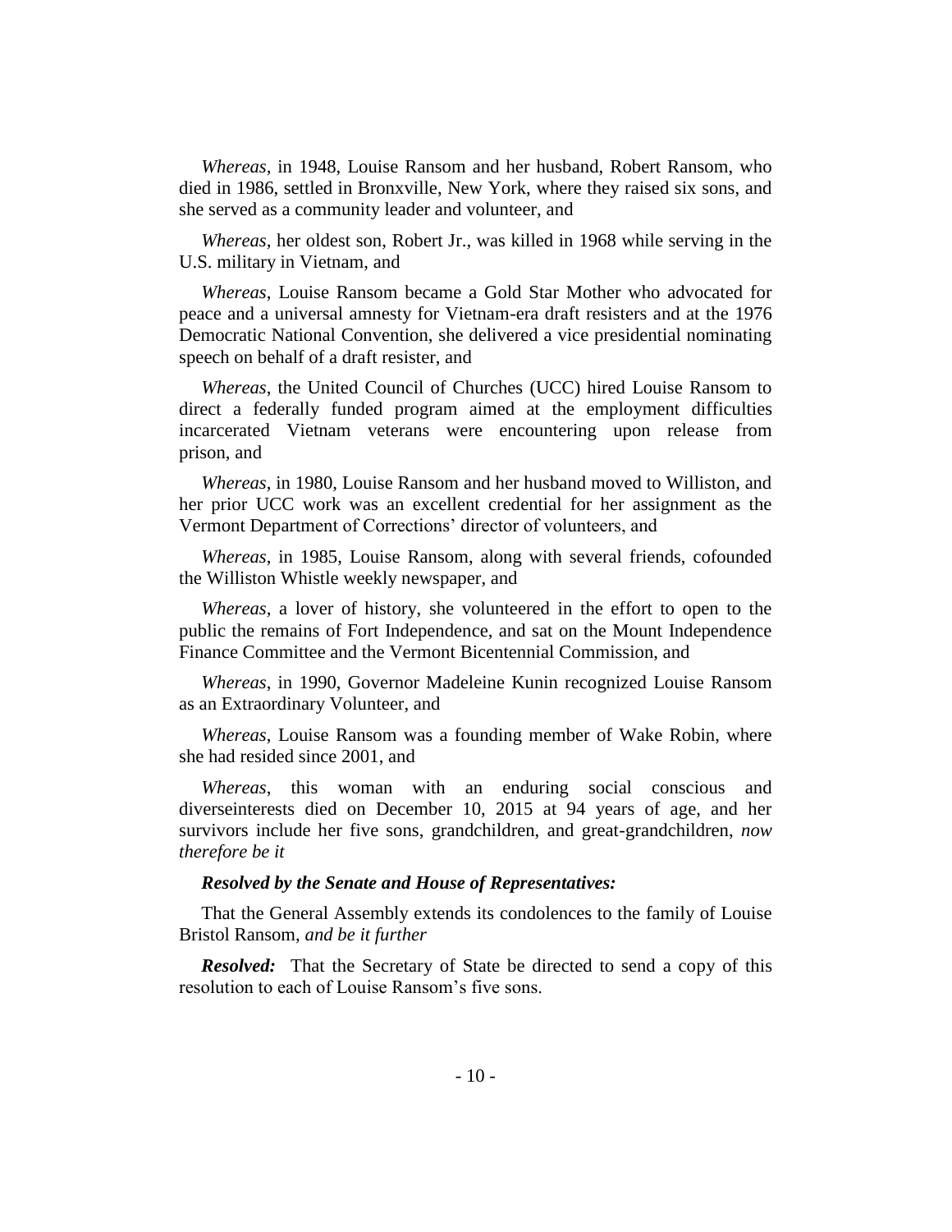*Whereas*, in 1948, Louise Ransom and her husband, Robert Ransom, who died in 1986, settled in Bronxville, New York, where they raised six sons, and she served as a community leader and volunteer, and

*Whereas*, her oldest son, Robert Jr., was killed in 1968 while serving in the U.S. military in Vietnam, and

*Whereas*, Louise Ransom became a Gold Star Mother who advocated for peace and a universal amnesty for Vietnam-era draft resisters and at the 1976 Democratic National Convention, she delivered a vice presidential nominating speech on behalf of a draft resister, and

*Whereas*, the United Council of Churches (UCC) hired Louise Ransom to direct a federally funded program aimed at the employment difficulties incarcerated Vietnam veterans were encountering upon release from prison, and

*Whereas*, in 1980, Louise Ransom and her husband moved to Williston, and her prior UCC work was an excellent credential for her assignment as the Vermont Department of Corrections' director of volunteers, and

*Whereas*, in 1985, Louise Ransom, along with several friends, cofounded the Williston Whistle weekly newspaper, and

*Whereas*, a lover of history, she volunteered in the effort to open to the public the remains of Fort Independence, and sat on the Mount Independence Finance Committee and the Vermont Bicentennial Commission, and

*Whereas*, in 1990, Governor Madeleine Kunin recognized Louise Ransom as an Extraordinary Volunteer, and

*Whereas*, Louise Ransom was a founding member of Wake Robin, where she had resided since 2001, and

*Whereas*, this woman with an enduring social conscious and diverseinterests died on December 10, 2015 at 94 years of age, and her survivors include her five sons, grandchildren, and great-grandchildren, *now therefore be it*

***Resolved by the Senate and House of Representatives:***

That the General Assembly extends its condolences to the family of Louise Bristol Ransom, *and be it further*

***Resolved:*** That the Secretary of State be directed to send a copy of this resolution to each of Louise Ransom's five sons.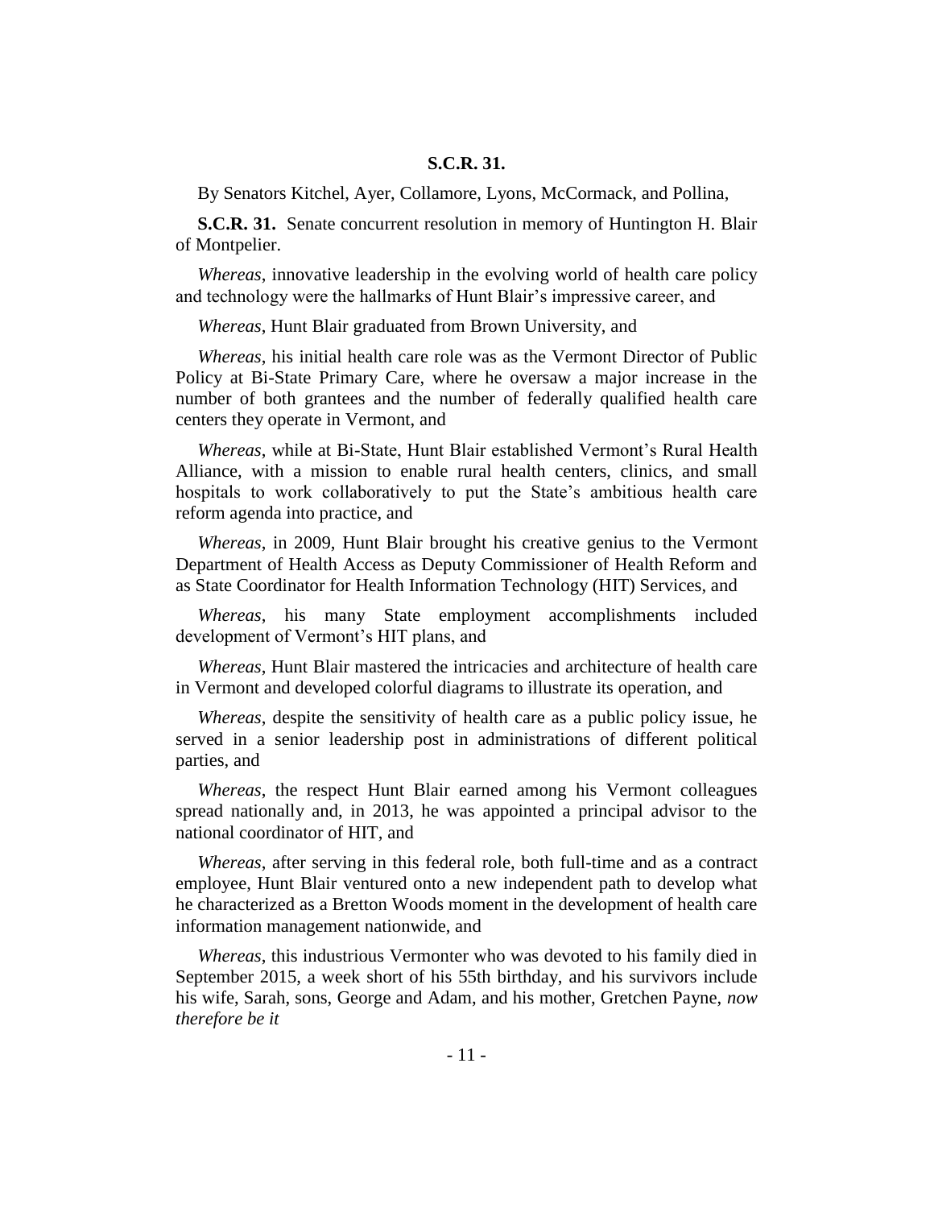**S.C.R. 31.**

By Senators Kitchel, Ayer, Collamore, Lyons, McCormack, and Pollina,

**S.C.R. 31.** Senate concurrent resolution in memory of Huntington H. Blair of Montpelier.

*Whereas*, innovative leadership in the evolving world of health care policy and technology were the hallmarks of Hunt Blair's impressive career, and

*Whereas*, Hunt Blair graduated from Brown University, and

*Whereas*, his initial health care role was as the Vermont Director of Public Policy at Bi-State Primary Care, where he oversaw a major increase in the number of both grantees and the number of federally qualified health care centers they operate in Vermont, and

*Whereas*, while at Bi-State, Hunt Blair established Vermont's Rural Health Alliance, with a mission to enable rural health centers, clinics, and small hospitals to work collaboratively to put the State's ambitious health care reform agenda into practice, and

*Whereas*, in 2009, Hunt Blair brought his creative genius to the Vermont Department of Health Access as Deputy Commissioner of Health Reform and as State Coordinator for Health Information Technology (HIT) Services, and

*Whereas*, his many State employment accomplishments included development of Vermont's HIT plans, and

*Whereas*, Hunt Blair mastered the intricacies and architecture of health care in Vermont and developed colorful diagrams to illustrate its operation, and

*Whereas*, despite the sensitivity of health care as a public policy issue, he served in a senior leadership post in administrations of different political parties, and

*Whereas*, the respect Hunt Blair earned among his Vermont colleagues spread nationally and, in 2013, he was appointed a principal advisor to the national coordinator of HIT, and

*Whereas*, after serving in this federal role, both full-time and as a contract employee, Hunt Blair ventured onto a new independent path to develop what he characterized as a Bretton Woods moment in the development of health care information management nationwide, and

*Whereas*, this industrious Vermonter who was devoted to his family died in September 2015, a week short of his 55th birthday, and his survivors include his wife, Sarah, sons, George and Adam, and his mother, Gretchen Payne, *now therefore be it*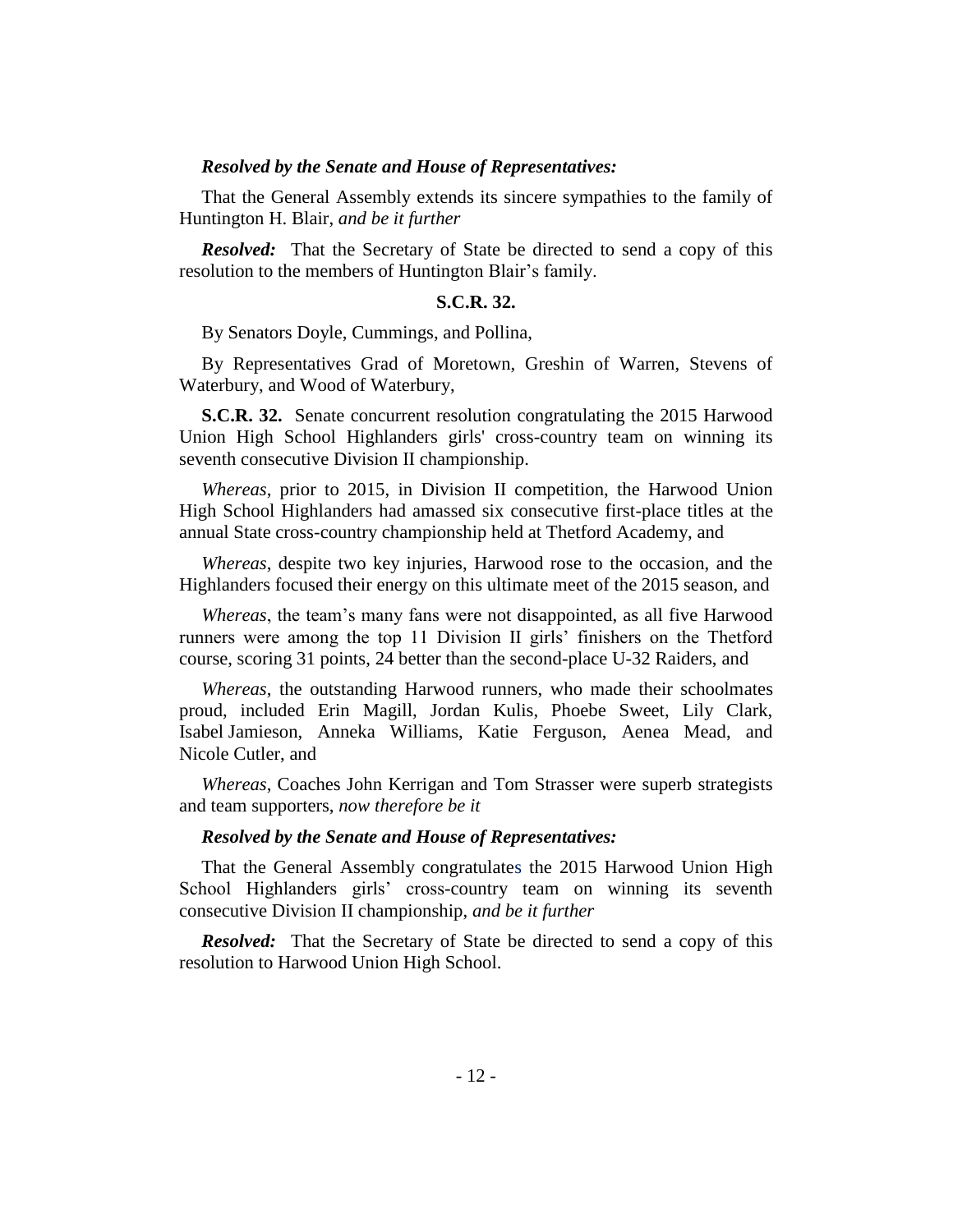***Resolved by the Senate and House of Representatives:***

That the General Assembly extends its sincere sympathies to the family of Huntington H. Blair, *and be it further*

***Resolved:*** That the Secretary of State be directed to send a copy of this resolution to the members of Huntington Blair's family.

**S.C.R. 32.**

By Senators Doyle, Cummings, and Pollina,

By Representatives Grad of Moretown, Greshin of Warren, Stevens of Waterbury, and Wood of Waterbury,

**S.C.R. 32.** Senate concurrent resolution congratulating the 2015 Harwood Union High School Highlanders girls' cross-country team on winning its seventh consecutive Division II championship.

*Whereas*, prior to 2015, in Division II competition, the Harwood Union High School Highlanders had amassed six consecutive first-place titles at the annual State cross-country championship held at Thetford Academy, and

*Whereas*, despite two key injuries, Harwood rose to the occasion, and the Highlanders focused their energy on this ultimate meet of the 2015 season, and

*Whereas*, the team's many fans were not disappointed, as all five Harwood runners were among the top 11 Division II girls' finishers on the Thetford course, scoring 31 points, 24 better than the second-place U-32 Raiders, and

*Whereas*, the outstanding Harwood runners, who made their schoolmates proud, included Erin Magill, Jordan Kulis, Phoebe Sweet, Lily Clark, Isabel Jamieson, Anneka Williams, Katie Ferguson, Aenea Mead, and Nicole Cutler, and

*Whereas*, Coaches John Kerrigan and Tom Strasser were superb strategists and team supporters, *now therefore be it*

***Resolved by the Senate and House of Representatives:***

That the General Assembly congratulates the 2015 Harwood Union High School Highlanders girls' cross-country team on winning its seventh consecutive Division II championship, *and be it further*

***Resolved:*** That the Secretary of State be directed to send a copy of this resolution to Harwood Union High School.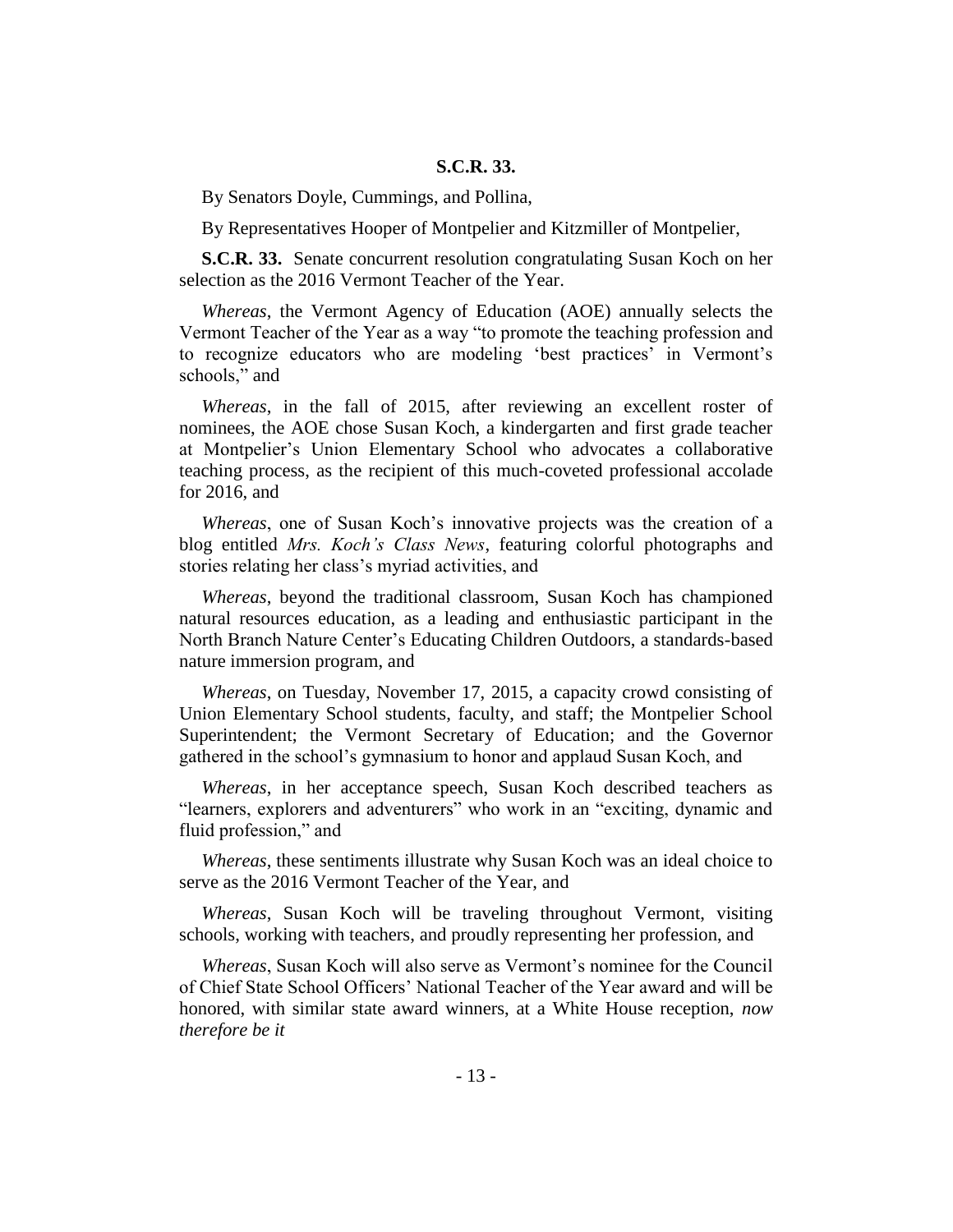**S.C.R. 33.**

By Senators Doyle, Cummings, and Pollina,

By Representatives Hooper of Montpelier and Kitzmiller of Montpelier,

**S.C.R. 33.** Senate concurrent resolution congratulating Susan Koch on her selection as the 2016 Vermont Teacher of the Year.

*Whereas*, the Vermont Agency of Education (AOE) annually selects the Vermont Teacher of the Year as a way "to promote the teaching profession and to recognize educators who are modeling 'best practices' in Vermont's schools," and

*Whereas*, in the fall of 2015, after reviewing an excellent roster of nominees, the AOE chose Susan Koch, a kindergarten and first grade teacher at Montpelier's Union Elementary School who advocates a collaborative teaching process, as the recipient of this much-coveted professional accolade for 2016, and

*Whereas*, one of Susan Koch's innovative projects was the creation of a blog entitled *Mrs. Koch's Class News*, featuring colorful photographs and stories relating her class's myriad activities, and

*Whereas*, beyond the traditional classroom, Susan Koch has championed natural resources education, as a leading and enthusiastic participant in the North Branch Nature Center's Educating Children Outdoors, a standards-based nature immersion program, and

*Whereas*, on Tuesday, November 17, 2015, a capacity crowd consisting of Union Elementary School students, faculty, and staff; the Montpelier School Superintendent; the Vermont Secretary of Education; and the Governor gathered in the school's gymnasium to honor and applaud Susan Koch, and

*Whereas*, in her acceptance speech, Susan Koch described teachers as "learners, explorers and adventurers" who work in an "exciting, dynamic and fluid profession," and

*Whereas*, these sentiments illustrate why Susan Koch was an ideal choice to serve as the 2016 Vermont Teacher of the Year, and

*Whereas*, Susan Koch will be traveling throughout Vermont, visiting schools, working with teachers, and proudly representing her profession, and

*Whereas*, Susan Koch will also serve as Vermont's nominee for the Council of Chief State School Officers' National Teacher of the Year award and will be honored, with similar state award winners, at a White House reception, *now therefore be it*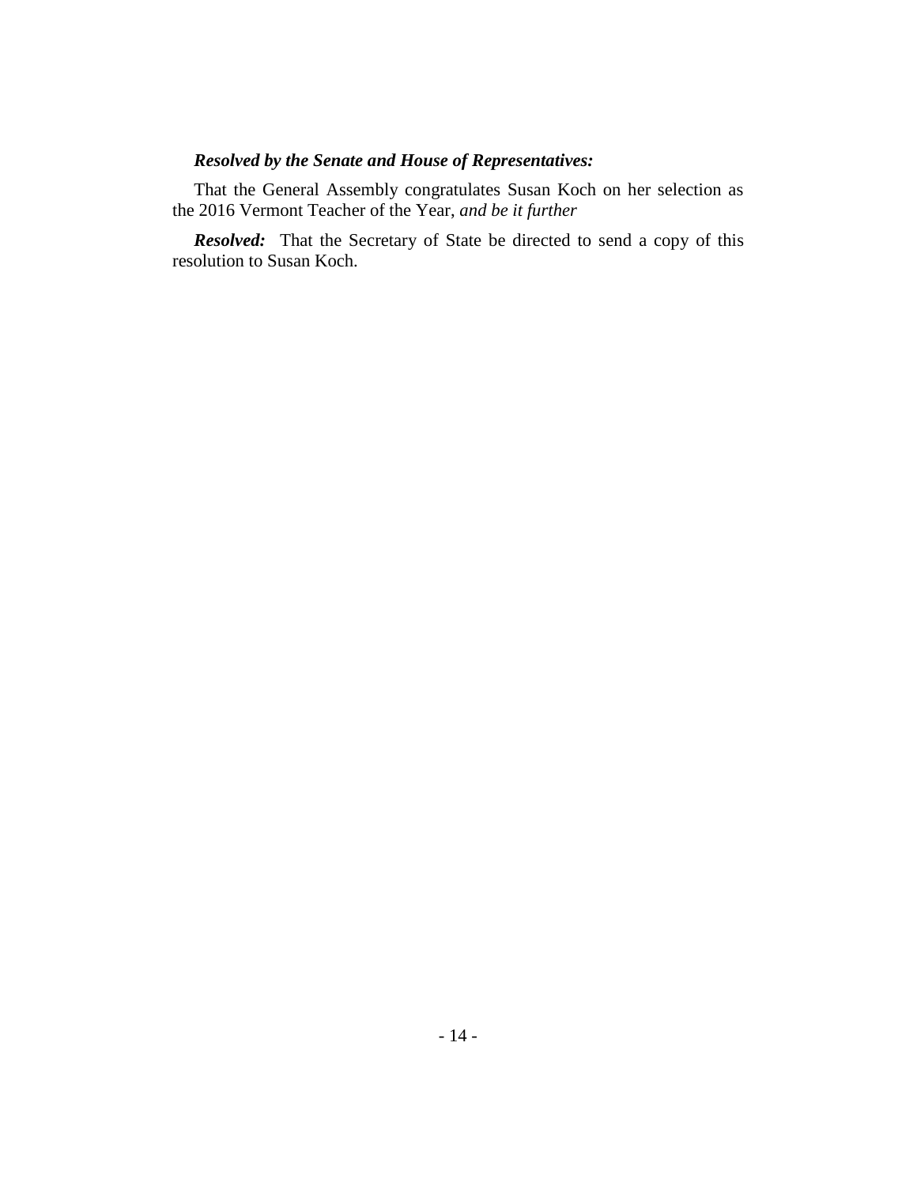***Resolved by the Senate and House of Representatives:***

That the General Assembly congratulates Susan Koch on her selection as the 2016 Vermont Teacher of the Year, *and be it further*

***Resolved:*** That the Secretary of State be directed to send a copy of this resolution to Susan Koch.